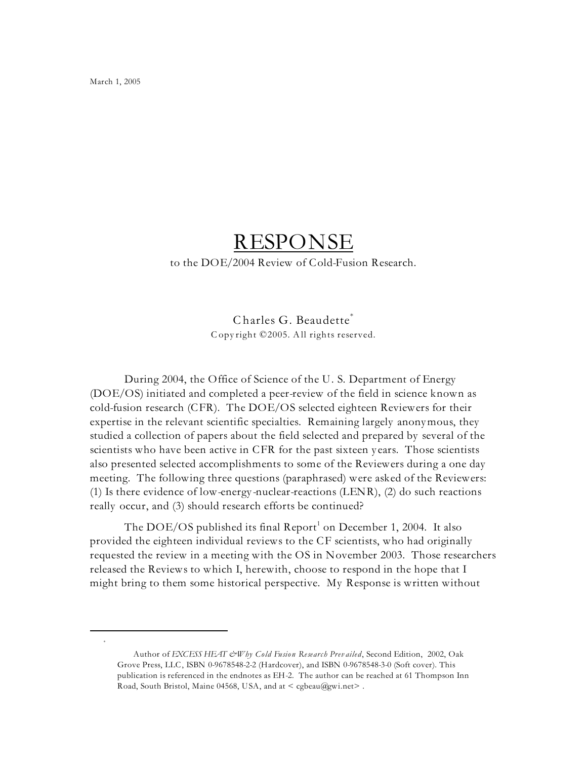March 1, 2005

# RESPONSE

to the DOE/2004 Review of Cold-Fusion Research.

Charles G. Beaudette[*]

Copyright ©2005. All rights reserved.

During 2004, the Office of Science of the U. S. Department of Energy (DOE/OS) initiated and completed a peer-review of the field in science known as cold-fusion research (CFR). The DOE/OS selected eighteen Reviewers for their expertise in the relevant scientific specialties. Remaining largely anonymous, they studied a collection of papers about the field selected and prepared by several of the scientists who have been active in CFR for the past sixteen years. Those scientists also presented selected accomplishments to some of the Reviewers during a one day meeting. The following three questions (paraphrased) were asked of the Reviewers: (1) Is there evidence of low-energy-nuclear-reactions (LENR), (2) do such reactions really occur, and (3) should research efforts be continued?

The DOE/OS published its final Report[1] on December 1, 2004. It also provided the eighteen individual reviews to the CF scientists, who had originally requested the review in a meeting with the OS in November 2003. Those researchers released the Reviews to which I, herewith, choose to respond in the hope that I might bring to them some historical perspective. My Response is written without

---

[*] Author of *EXCESS HEAT &Why Cold Fusion Research Prevailed*, Second Edition, 2002, Oak Grove Press, LLC, ISBN 0-9678548-2-2 (Hardcover), and ISBN 0-9678548-3-0 (Soft cover). This publication is referenced in the endnotes as EH-2. The author can be reached at 61 Thompson Inn Road, South Bristol, Maine 04568, USA, and at < cgbeau@gwi.net> .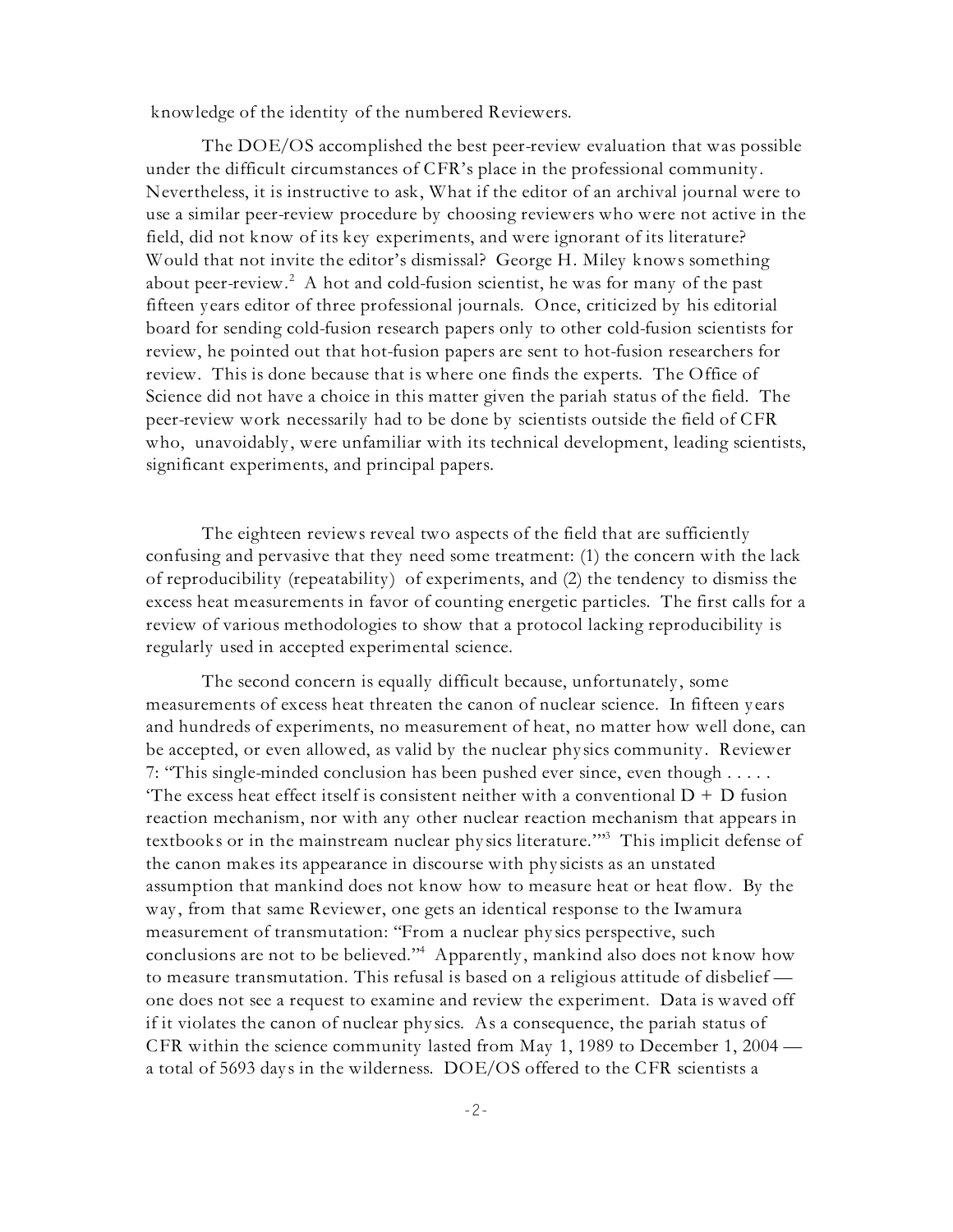knowledge of the identity of the numbered Reviewers.

The DOE/OS accomplished the best peer-review evaluation that was possible under the difficult circumstances of CFR's place in the professional community. Nevertheless, it is instructive to ask, What if the editor of an archival journal were to use a similar peer-review procedure by choosing reviewers who were not active in the field, did not know of its key experiments, and were ignorant of its literature? Would that not invite the editor's dismissal? George H. Miley knows something about peer-review.[2] A hot and cold-fusion scientist, he was for many of the past fifteen years editor of three professional journals. Once, criticized by his editorial board for sending cold-fusion research papers only to other cold-fusion scientists for review, he pointed out that hot-fusion papers are sent to hot-fusion researchers for review. This is done because that is where one finds the experts. The Office of Science did not have a choice in this matter given the pariah status of the field. The peer-review work necessarily had to be done by scientists outside the field of CFR who, unavoidably, were unfamiliar with its technical development, leading scientists, significant experiments, and principal papers.

The eighteen reviews reveal two aspects of the field that are sufficiently confusing and pervasive that they need some treatment: (1) the concern with the lack of reproducibility (repeatability) of experiments, and (2) the tendency to dismiss the excess heat measurements in favor of counting energetic particles. The first calls for a review of various methodologies to show that a protocol lacking reproducibility is regularly used in accepted experimental science.

The second concern is equally difficult because, unfortunately, some measurements of excess heat threaten the canon of nuclear science. In fifteen years and hundreds of experiments, no measurement of heat, no matter how well done, can be accepted, or even allowed, as valid by the nuclear physics community. Reviewer 7: "This single-minded conclusion has been pushed ever since, even though . . . . . 'The excess heat effect itself is consistent neither with a conventional D + D fusion reaction mechanism, nor with any other nuclear reaction mechanism that appears in textbooks or in the mainstream nuclear physics literature.'"[3] This implicit defense of the canon makes its appearance in discourse with physicists as an unstated assumption that mankind does not know how to measure heat or heat flow. By the way, from that same Reviewer, one gets an identical response to the Iwamura measurement of transmutation: "From a nuclear physics perspective, such conclusions are not to be believed."[4] Apparently, mankind also does not know how to measure transmutation. This refusal is based on a religious attitude of disbelief — one does not see a request to examine and review the experiment. Data is waved off if it violates the canon of nuclear physics. As a consequence, the pariah status of CFR within the science community lasted from May 1, 1989 to December 1, 2004 — a total of 5693 days in the wilderness. DOE/OS offered to the CFR scientists a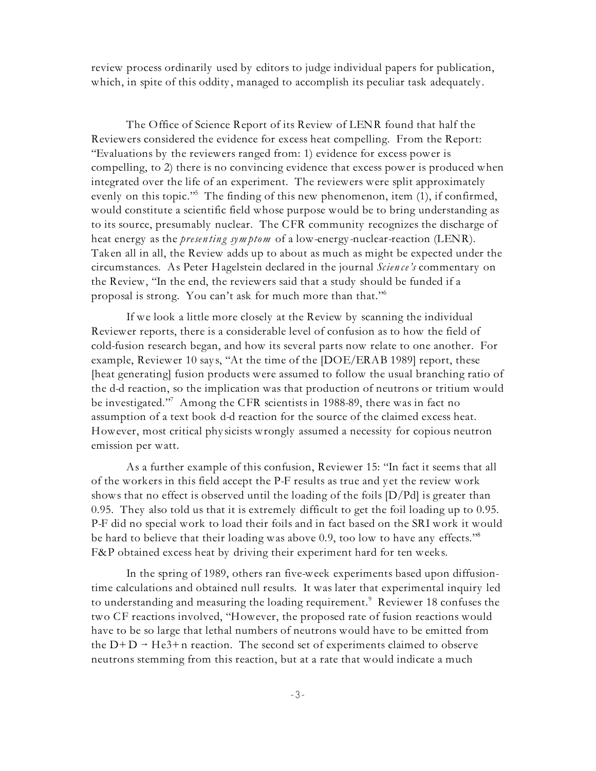review process ordinarily used by editors to judge individual papers for publication, which, in spite of this oddity, managed to accomplish its peculiar task adequately.

The Office of Science Report of its Review of LENR found that half the Reviewers considered the evidence for excess heat compelling. From the Report: "Evaluations by the reviewers ranged from: 1) evidence for excess power is compelling, to 2) there is no convincing evidence that excess power is produced when integrated over the life of an experiment. The reviewers were split approximately evenly on this topic."[5] The finding of this new phenomenon, item (1), if confirmed, would constitute a scientific field whose purpose would be to bring understanding as to its source, presumably nuclear. The CFR community recognizes the discharge of heat energy as the *presenting symptom* of a low-energy-nuclear-reaction (LENR). Taken all in all, the Review adds up to about as much as might be expected under the circumstances. As Peter Hagelstein declared in the journal *Science's* commentary on the Review, "In the end, the reviewers said that a study should be funded if a proposal is strong. You can't ask for much more than that."[6]

If we look a little more closely at the Review by scanning the individual Reviewer reports, there is a considerable level of confusion as to how the field of cold-fusion research began, and how its several parts now relate to one another. For example, Reviewer 10 says, "At the time of the [DOE/ERAB 1989] report, these [heat generating] fusion products were assumed to follow the usual branching ratio of the d-d reaction, so the implication was that production of neutrons or tritium would be investigated."[7] Among the CFR scientists in 1988-89, there was in fact no assumption of a text book d-d reaction for the source of the claimed excess heat. However, most critical physicists wrongly assumed a necessity for copious neutron emission per watt.

As a further example of this confusion, Reviewer 15: "In fact it seems that all of the workers in this field accept the P-F results as true and yet the review work shows that no effect is observed until the loading of the foils [D/Pd] is greater than 0.95. They also told us that it is extremely difficult to get the foil loading up to 0.95. P-F did no special work to load their foils and in fact based on the SRI work it would be hard to believe that their loading was above 0.9, too low to have any effects."[8] F&P obtained excess heat by driving their experiment hard for ten weeks.

In the spring of 1989, others ran five-week experiments based upon diffusion-time calculations and obtained null results. It was later that experimental inquiry led to understanding and measuring the loading requirement.[9] Reviewer 18 confuses the two CF reactions involved, "However, the proposed rate of fusion reactions would have to be so large that lethal numbers of neutrons would have to be emitted from the $D+D \rightarrow He3+n$ reaction. The second set of experiments claimed to observe neutrons stemming from this reaction, but at a rate that would indicate a much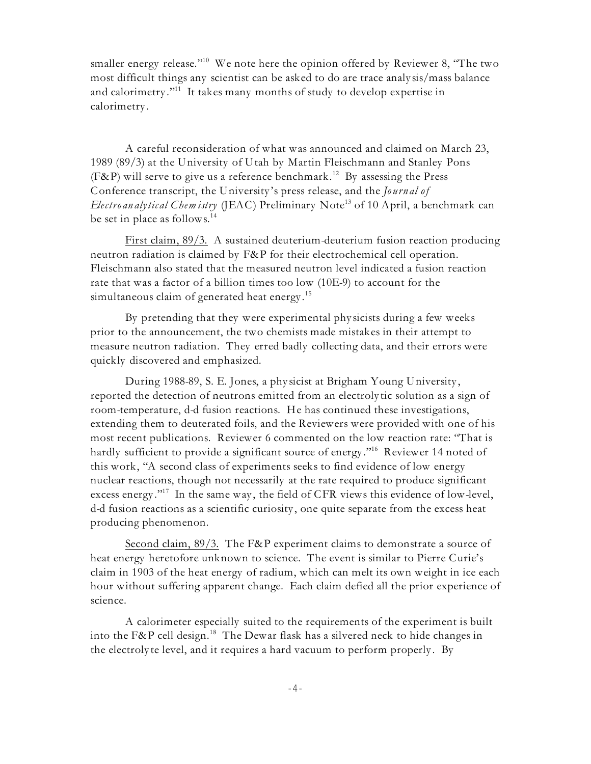smaller energy release."[10] We note here the opinion offered by Reviewer 8, "The two most difficult things any scientist can be asked to do are trace analysis/mass balance and calorimetry."[11] It takes many months of study to develop expertise in calorimetry.

A careful reconsideration of what was announced and claimed on March 23, 1989 (89/3) at the University of Utah by Martin Fleischmann and Stanley Pons (F&P) will serve to give us a reference benchmark.[12] By assessing the Press Conference transcript, the University's press release, and the *Journal of Electroanalytical Chemistry* (JEAC) Preliminary Note[13] of 10 April, a benchmark can be set in place as follows.[14]

First claim, 89/3. A sustained deuterium-deuterium fusion reaction producing neutron radiation is claimed by F&P for their electrochemical cell operation. Fleischmann also stated that the measured neutron level indicated a fusion reaction rate that was a factor of a billion times too low (10E-9) to account for the simultaneous claim of generated heat energy.[15]

By pretending that they were experimental physicists during a few weeks prior to the announcement, the two chemists made mistakes in their attempt to measure neutron radiation. They erred badly collecting data, and their errors were quickly discovered and emphasized.

During 1988-89, S. E. Jones, a physicist at Brigham Young University, reported the detection of neutrons emitted from an electrolytic solution as a sign of room-temperature, d-d fusion reactions. He has continued these investigations, extending them to deuterated foils, and the Reviewers were provided with one of his most recent publications. Reviewer 6 commented on the low reaction rate: "That is hardly sufficient to provide a significant source of energy."[16] Reviewer 14 noted of this work, "A second class of experiments seeks to find evidence of low energy nuclear reactions, though not necessarily at the rate required to produce significant excess energy."[17] In the same way, the field of CFR views this evidence of low-level, d-d fusion reactions as a scientific curiosity, one quite separate from the excess heat producing phenomenon.

Second claim, 89/3. The F&P experiment claims to demonstrate a source of heat energy heretofore unknown to science. The event is similar to Pierre Curie's claim in 1903 of the heat energy of radium, which can melt its own weight in ice each hour without suffering apparent change. Each claim defied all the prior experience of science.

A calorimeter especially suited to the requirements of the experiment is built into the F&P cell design.[18] The Dewar flask has a silvered neck to hide changes in the electrolyte level, and it requires a hard vacuum to perform properly. By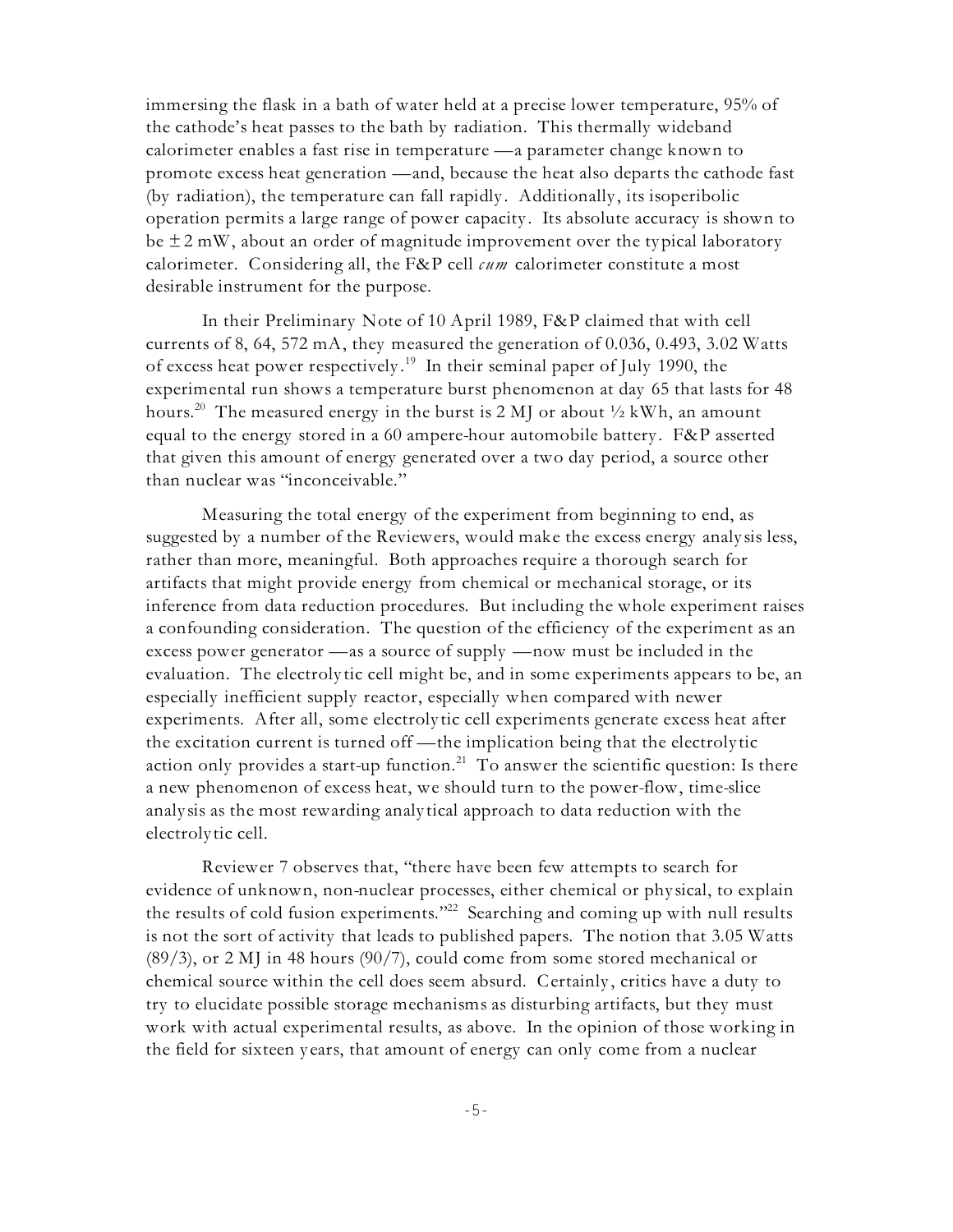immersing the flask in a bath of water held at a precise lower temperature, 95% of the cathode's heat passes to the bath by radiation. This thermally wideband calorimeter enables a fast rise in temperature —a parameter change known to promote excess heat generation —and, because the heat also departs the cathode fast (by radiation), the temperature can fall rapidly. Additionally, its isoperibolic operation permits a large range of power capacity. Its absolute accuracy is shown to be ± 2 mW, about an order of magnitude improvement over the typical laboratory calorimeter. Considering all, the F&P cell *cum* calorimeter constitute a most desirable instrument for the purpose.

In their Preliminary Note of 10 April 1989, F&P claimed that with cell currents of 8, 64, 572 mA, they measured the generation of 0.036, 0.493, 3.02 Watts of excess heat power respectively.[19] In their seminal paper of July 1990, the experimental run shows a temperature burst phenomenon at day 65 that lasts for 48 hours.[20] The measured energy in the burst is 2 MJ or about ½ kWh, an amount equal to the energy stored in a 60 ampere-hour automobile battery. F&P asserted that given this amount of energy generated over a two day period, a source other than nuclear was "inconceivable."

Measuring the total energy of the experiment from beginning to end, as suggested by a number of the Reviewers, would make the excess energy analysis less, rather than more, meaningful. Both approaches require a thorough search for artifacts that might provide energy from chemical or mechanical storage, or its inference from data reduction procedures. But including the whole experiment raises a confounding consideration. The question of the efficiency of the experiment as an excess power generator —as a source of supply —now must be included in the evaluation. The electrolytic cell might be, and in some experiments appears to be, an especially inefficient supply reactor, especially when compared with newer experiments. After all, some electrolytic cell experiments generate excess heat after the excitation current is turned off —the implication being that the electrolytic action only provides a start-up function.[21] To answer the scientific question: Is there a new phenomenon of excess heat, we should turn to the power-flow, time-slice analysis as the most rewarding analytical approach to data reduction with the electrolytic cell.

Reviewer 7 observes that, "there have been few attempts to search for evidence of unknown, non-nuclear processes, either chemical or physical, to explain the results of cold fusion experiments."[22] Searching and coming up with null results is not the sort of activity that leads to published papers. The notion that 3.05 Watts (89/3), or 2 MJ in 48 hours (90/7), could come from some stored mechanical or chemical source within the cell does seem absurd. Certainly, critics have a duty to try to elucidate possible storage mechanisms as disturbing artifacts, but they must work with actual experimental results, as above. In the opinion of those working in the field for sixteen years, that amount of energy can only come from a nuclear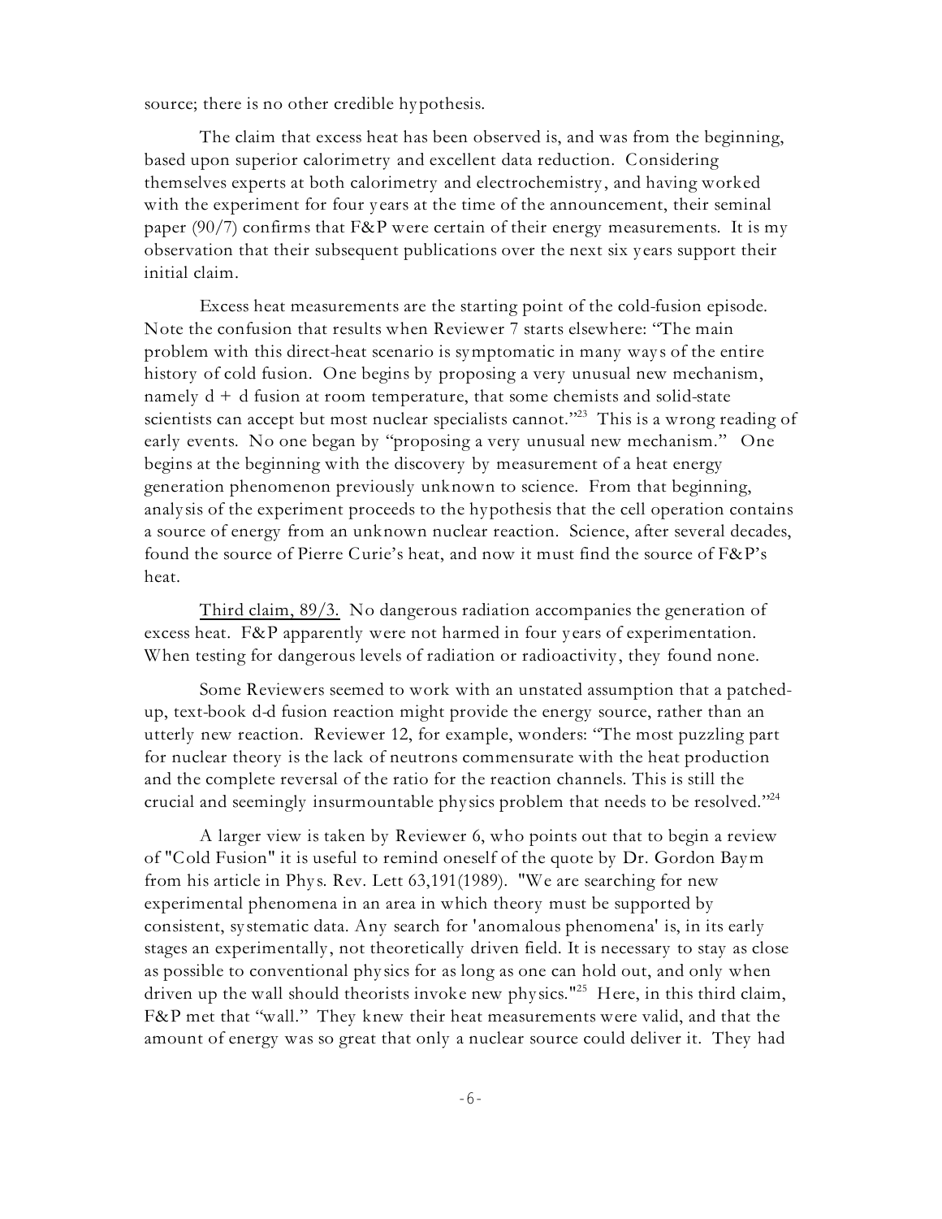source; there is no other credible hypothesis.

The claim that excess heat has been observed is, and was from the beginning, based upon superior calorimetry and excellent data reduction. Considering themselves experts at both calorimetry and electrochemistry, and having worked with the experiment for four years at the time of the announcement, their seminal paper (90/7) confirms that F&P were certain of their energy measurements. It is my observation that their subsequent publications over the next six years support their initial claim.

Excess heat measurements are the starting point of the cold-fusion episode. Note the confusion that results when Reviewer 7 starts elsewhere: "The main problem with this direct-heat scenario is symptomatic in many ways of the entire history of cold fusion. One begins by proposing a very unusual new mechanism, namely d + d fusion at room temperature, that some chemists and solid-state scientists can accept but most nuclear specialists cannot."[23] This is a wrong reading of early events. No one began by "proposing a very unusual new mechanism." One begins at the beginning with the discovery by measurement of a heat energy generation phenomenon previously unknown to science. From that beginning, analysis of the experiment proceeds to the hypothesis that the cell operation contains a source of energy from an unknown nuclear reaction. Science, after several decades, found the source of Pierre Curie's heat, and now it must find the source of F&P's heat.

Third claim, 89/3. No dangerous radiation accompanies the generation of excess heat. F&P apparently were not harmed in four years of experimentation. When testing for dangerous levels of radiation or radioactivity, they found none.

Some Reviewers seemed to work with an unstated assumption that a patched-up, text-book d-d fusion reaction might provide the energy source, rather than an utterly new reaction. Reviewer 12, for example, wonders: "The most puzzling part for nuclear theory is the lack of neutrons commensurate with the heat production and the complete reversal of the ratio for the reaction channels. This is still the crucial and seemingly insurmountable physics problem that needs to be resolved."[24]

A larger view is taken by Reviewer 6, who points out that to begin a review of "Cold Fusion" it is useful to remind oneself of the quote by Dr. Gordon Baym from his article in Phys. Rev. Lett 63,191(1989). "We are searching for new experimental phenomena in an area in which theory must be supported by consistent, systematic data. Any search for 'anomalous phenomena' is, in its early stages an experimentally, not theoretically driven field. It is necessary to stay as close as possible to conventional physics for as long as one can hold out, and only when driven up the wall should theorists invoke new physics."[25] Here, in this third claim, F&P met that "wall." They knew their heat measurements were valid, and that the amount of energy was so great that only a nuclear source could deliver it. They had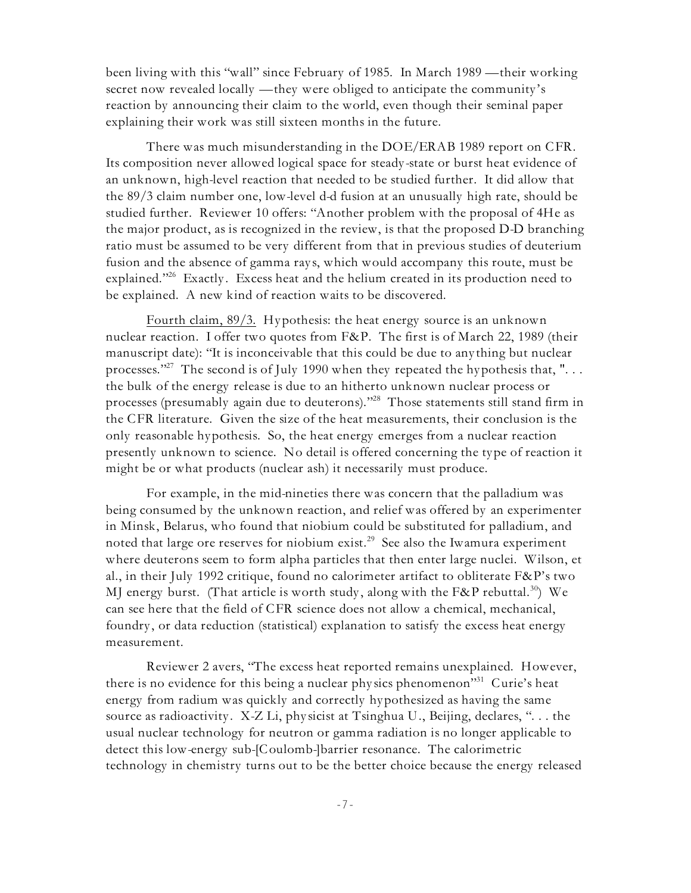been living with this "wall" since February of 1985. In March 1989 —their working secret now revealed locally —they were obliged to anticipate the community's reaction by announcing their claim to the world, even though their seminal paper explaining their work was still sixteen months in the future.

There was much misunderstanding in the DOE/ERAB 1989 report on CFR. Its composition never allowed logical space for steady-state or burst heat evidence of an unknown, high-level reaction that needed to be studied further. It did allow that the 89/3 claim number one, low-level d-d fusion at an unusually high rate, should be studied further. Reviewer 10 offers: "Another problem with the proposal of 4He as the major product, as is recognized in the review, is that the proposed D-D branching ratio must be assumed to be very different from that in previous studies of deuterium fusion and the absence of gamma rays, which would accompany this route, must be explained."[26] Exactly. Excess heat and the helium created in its production need to be explained. A new kind of reaction waits to be discovered.

Fourth claim, 89/3. Hypothesis: the heat energy source is an unknown nuclear reaction. I offer two quotes from F&P. The first is of March 22, 1989 (their manuscript date): "It is inconceivable that this could be due to anything but nuclear processes."[27] The second is of July 1990 when they repeated the hypothesis that, ". . . the bulk of the energy release is due to an hitherto unknown nuclear process or processes (presumably again due to deuterons)."[28] Those statements still stand firm in the CFR literature. Given the size of the heat measurements, their conclusion is the only reasonable hypothesis. So, the heat energy emerges from a nuclear reaction presently unknown to science. No detail is offered concerning the type of reaction it might be or what products (nuclear ash) it necessarily must produce.

For example, in the mid-nineties there was concern that the palladium was being consumed by the unknown reaction, and relief was offered by an experimenter in Minsk, Belarus, who found that niobium could be substituted for palladium, and noted that large ore reserves for niobium exist.[29] See also the Iwamura experiment where deuterons seem to form alpha particles that then enter large nuclei. Wilson, et al., in their July 1992 critique, found no calorimeter artifact to obliterate F&P's two MJ energy burst. (That article is worth study, along with the F&P rebuttal.[30]) We can see here that the field of CFR science does not allow a chemical, mechanical, foundry, or data reduction (statistical) explanation to satisfy the excess heat energy measurement.

Reviewer 2 avers, "The excess heat reported remains unexplained. However, there is no evidence for this being a nuclear physics phenomenon"[31] Curie's heat energy from radium was quickly and correctly hypothesized as having the same source as radioactivity. X-Z Li, physicist at Tsinghua U., Beijing, declares, ". . . the usual nuclear technology for neutron or gamma radiation is no longer applicable to detect this low-energy sub-[Coulomb-]barrier resonance. The calorimetric technology in chemistry turns out to be the better choice because the energy released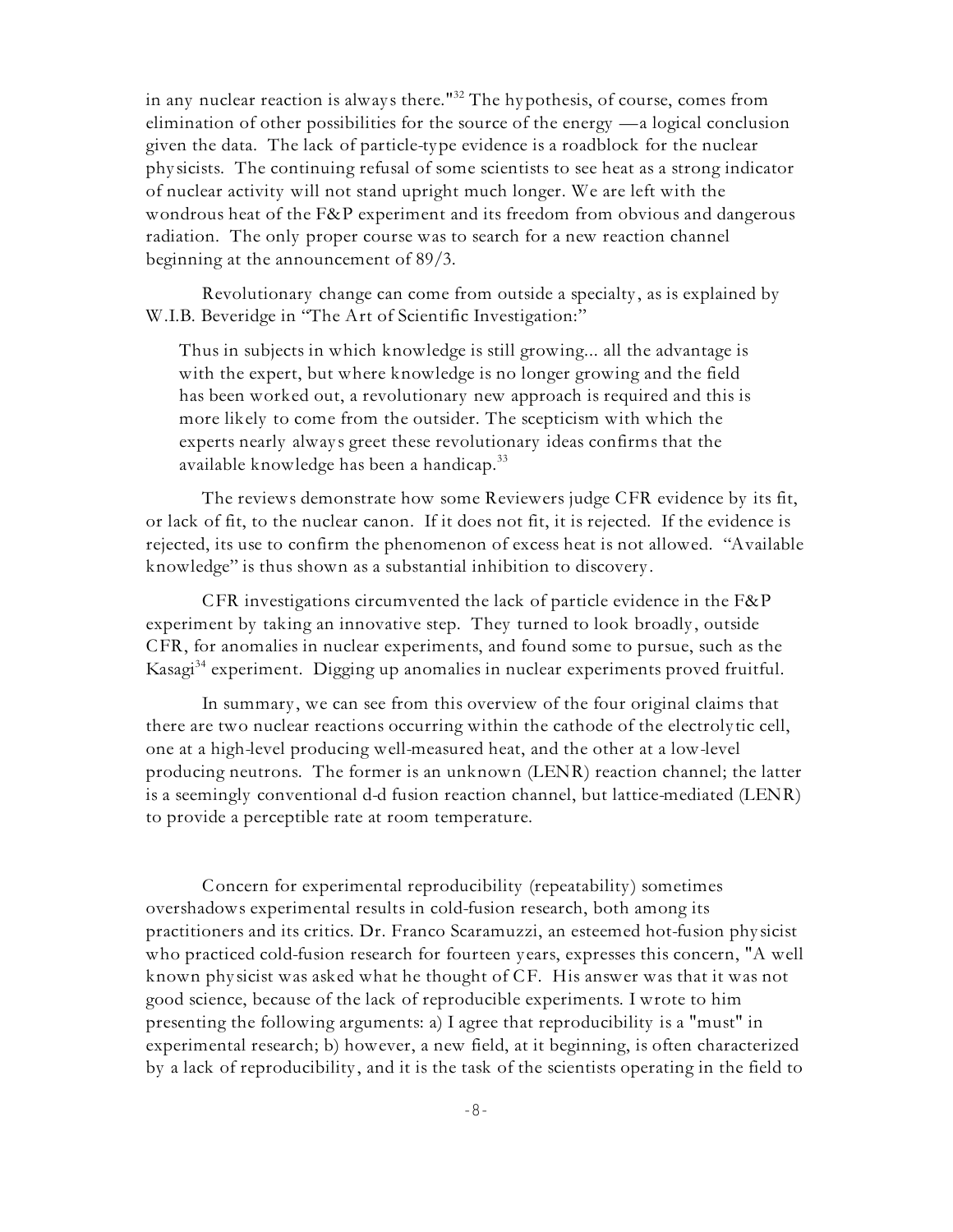in any nuclear reaction is always there."[32] The hypothesis, of course, comes from elimination of other possibilities for the source of the energy —a logical conclusion given the data. The lack of particle-type evidence is a roadblock for the nuclear physicists. The continuing refusal of some scientists to see heat as a strong indicator of nuclear activity will not stand upright much longer. We are left with the wondrous heat of the F&P experiment and its freedom from obvious and dangerous radiation. The only proper course was to search for a new reaction channel beginning at the announcement of 89/3.

Revolutionary change can come from outside a specialty, as is explained by W.I.B. Beveridge in "The Art of Scientific Investigation:"

> Thus in subjects in which knowledge is still growing... all the advantage is with the expert, but where knowledge is no longer growing and the field has been worked out, a revolutionary new approach is required and this is more likely to come from the outsider. The scepticism with which the experts nearly always greet these revolutionary ideas confirms that the available knowledge has been a handicap.[33]

The reviews demonstrate how some Reviewers judge CFR evidence by its fit, or lack of fit, to the nuclear canon. If it does not fit, it is rejected. If the evidence is rejected, its use to confirm the phenomenon of excess heat is not allowed. "Available knowledge" is thus shown as a substantial inhibition to discovery.

CFR investigations circumvented the lack of particle evidence in the F&P experiment by taking an innovative step. They turned to look broadly, outside CFR, for anomalies in nuclear experiments, and found some to pursue, such as the Kasagi[34] experiment. Digging up anomalies in nuclear experiments proved fruitful.

In summary, we can see from this overview of the four original claims that there are two nuclear reactions occurring within the cathode of the electrolytic cell, one at a high-level producing well-measured heat, and the other at a low-level producing neutrons. The former is an unknown (LENR) reaction channel; the latter is a seemingly conventional d-d fusion reaction channel, but lattice-mediated (LENR) to provide a perceptible rate at room temperature.

Concern for experimental reproducibility (repeatability) sometimes overshadows experimental results in cold-fusion research, both among its practitioners and its critics. Dr. Franco Scaramuzzi, an esteemed hot-fusion physicist who practiced cold-fusion research for fourteen years, expresses this concern, "A well known physicist was asked what he thought of CF. His answer was that it was not good science, because of the lack of reproducible experiments. I wrote to him presenting the following arguments: a) I agree that reproducibility is a "must" in experimental research; b) however, a new field, at it beginning, is often characterized by a lack of reproducibility, and it is the task of the scientists operating in the field to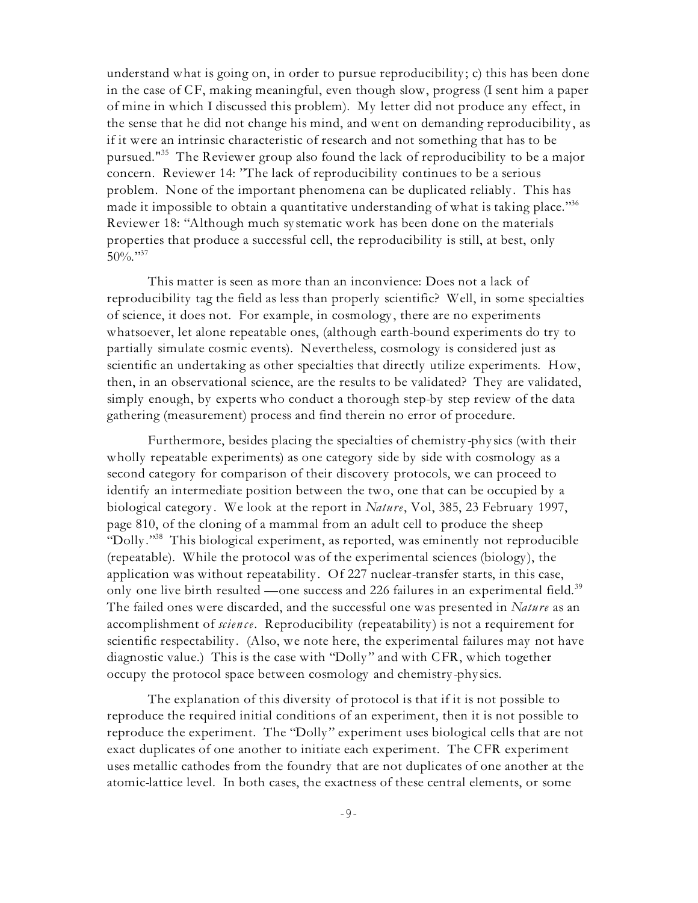understand what is going on, in order to pursue reproducibility; c) this has been done in the case of CF, making meaningful, even though slow, progress (I sent him a paper of mine in which I discussed this problem). My letter did not produce any effect, in the sense that he did not change his mind, and went on demanding reproducibility, as if it were an intrinsic characteristic of research and not something that has to be pursued."[35] The Reviewer group also found the lack of reproducibility to be a major concern. Reviewer 14: "The lack of reproducibility continues to be a serious problem. None of the important phenomena can be duplicated reliably. This has made it impossible to obtain a quantitative understanding of what is taking place."[36] Reviewer 18: "Although much systematic work has been done on the materials properties that produce a successful cell, the reproducibility is still, at best, only 50%."[37]

This matter is seen as more than an inconvience: Does not a lack of reproducibility tag the field as less than properly scientific? Well, in some specialties of science, it does not. For example, in cosmology, there are no experiments whatsoever, let alone repeatable ones, (although earth-bound experiments do try to partially simulate cosmic events). Nevertheless, cosmology is considered just as scientific an undertaking as other specialties that directly utilize experiments. How, then, in an observational science, are the results to be validated? They are validated, simply enough, by experts who conduct a thorough step-by step review of the data gathering (measurement) process and find therein no error of procedure.

Furthermore, besides placing the specialties of chemistry-physics (with their wholly repeatable experiments) as one category side by side with cosmology as a second category for comparison of their discovery protocols, we can proceed to identify an intermediate position between the two, one that can be occupied by a biological category. We look at the report in *Nature*, Vol, 385, 23 February 1997, page 810, of the cloning of a mammal from an adult cell to produce the sheep "Dolly."[38] This biological experiment, as reported, was eminently not reproducible (repeatable). While the protocol was of the experimental sciences (biology), the application was without repeatability. Of 227 nuclear-transfer starts, in this case, only one live birth resulted —one success and 226 failures in an experimental field.[39] The failed ones were discarded, and the successful one was presented in *Nature* as an accomplishment of *science*. Reproducibility (repeatability) is not a requirement for scientific respectability. (Also, we note here, the experimental failures may not have diagnostic value.) This is the case with "Dolly" and with CFR, which together occupy the protocol space between cosmology and chemistry-physics.

The explanation of this diversity of protocol is that if it is not possible to reproduce the required initial conditions of an experiment, then it is not possible to reproduce the experiment. The "Dolly" experiment uses biological cells that are not exact duplicates of one another to initiate each experiment. The CFR experiment uses metallic cathodes from the foundry that are not duplicates of one another at the atomic-lattice level. In both cases, the exactness of these central elements, or some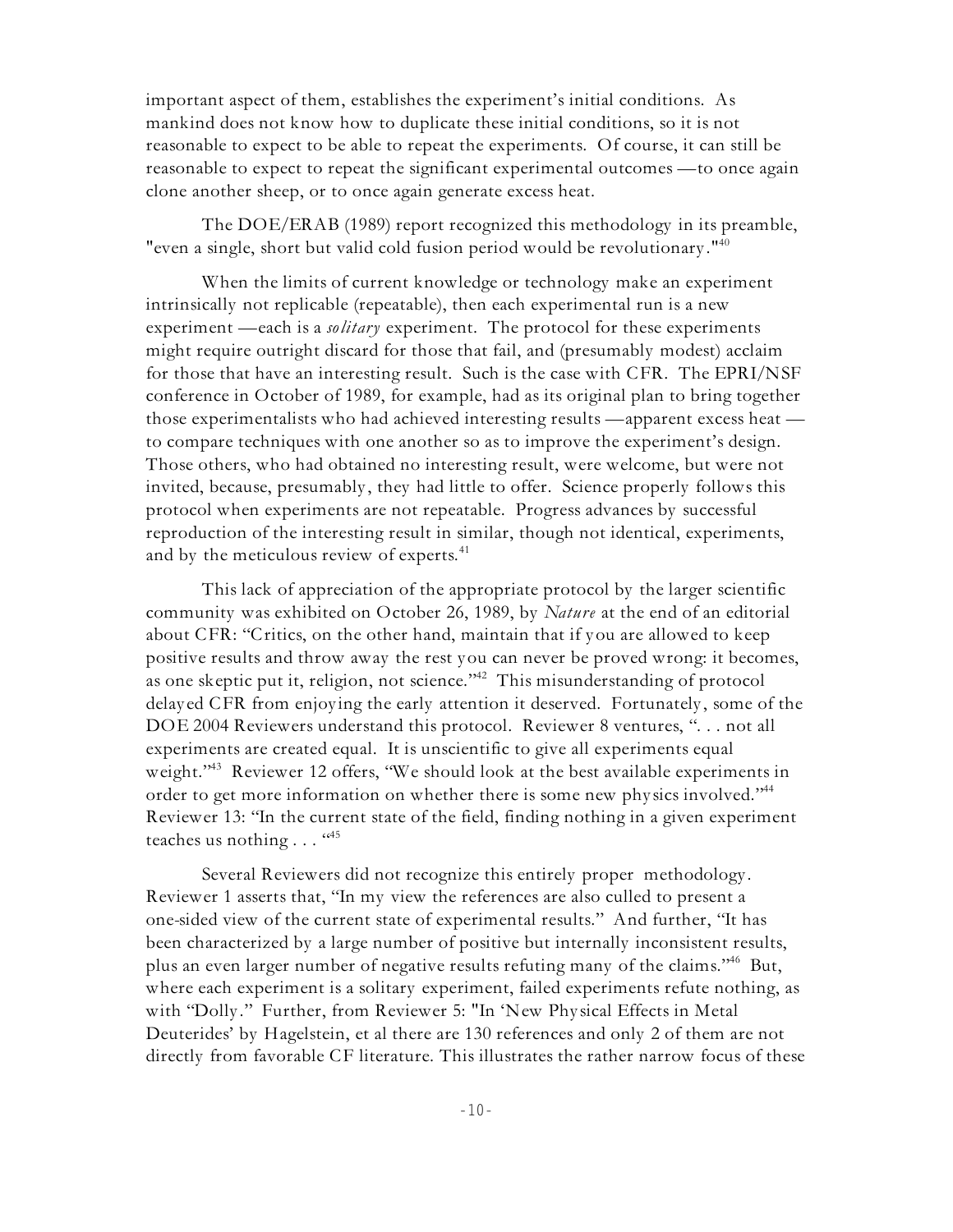important aspect of them, establishes the experiment's initial conditions. As mankind does not know how to duplicate these initial conditions, so it is not reasonable to expect to be able to repeat the experiments. Of course, it can still be reasonable to expect to repeat the significant experimental outcomes —to once again clone another sheep, or to once again generate excess heat.

The DOE/ERAB (1989) report recognized this methodology in its preamble, "even a single, short but valid cold fusion period would be revolutionary."[40]

When the limits of current knowledge or technology make an experiment intrinsically not replicable (repeatable), then each experimental run is a new experiment —each is a *solitary* experiment. The protocol for these experiments might require outright discard for those that fail, and (presumably modest) acclaim for those that have an interesting result. Such is the case with CFR. The EPRI/NSF conference in October of 1989, for example, had as its original plan to bring together those experimentalists who had achieved interesting results —apparent excess heat — to compare techniques with one another so as to improve the experiment's design. Those others, who had obtained no interesting result, were welcome, but were not invited, because, presumably, they had little to offer. Science properly follows this protocol when experiments are not repeatable. Progress advances by successful reproduction of the interesting result in similar, though not identical, experiments, and by the meticulous review of experts.[41]

This lack of appreciation of the appropriate protocol by the larger scientific community was exhibited on October 26, 1989, by *Nature* at the end of an editorial about CFR: "Critics, on the other hand, maintain that if you are allowed to keep positive results and throw away the rest you can never be proved wrong: it becomes, as one skeptic put it, religion, not science."[42] This misunderstanding of protocol delayed CFR from enjoying the early attention it deserved. Fortunately, some of the DOE 2004 Reviewers understand this protocol. Reviewer 8 ventures, ". . . not all experiments are created equal. It is unscientific to give all experiments equal weight."[43] Reviewer 12 offers, "We should look at the best available experiments in order to get more information on whether there is some new physics involved."[44] Reviewer 13: "In the current state of the field, finding nothing in a given experiment teaches us nothing . . . "[45]

Several Reviewers did not recognize this entirely proper methodology. Reviewer 1 asserts that, "In my view the references are also culled to present a one-sided view of the current state of experimental results." And further, "It has been characterized by a large number of positive but internally inconsistent results, plus an even larger number of negative results refuting many of the claims."[46] But, where each experiment is a solitary experiment, failed experiments refute nothing, as with "Dolly." Further, from Reviewer 5: "In 'New Physical Effects in Metal Deuterides' by Hagelstein, et al there are 130 references and only 2 of them are not directly from favorable CF literature. This illustrates the rather narrow focus of these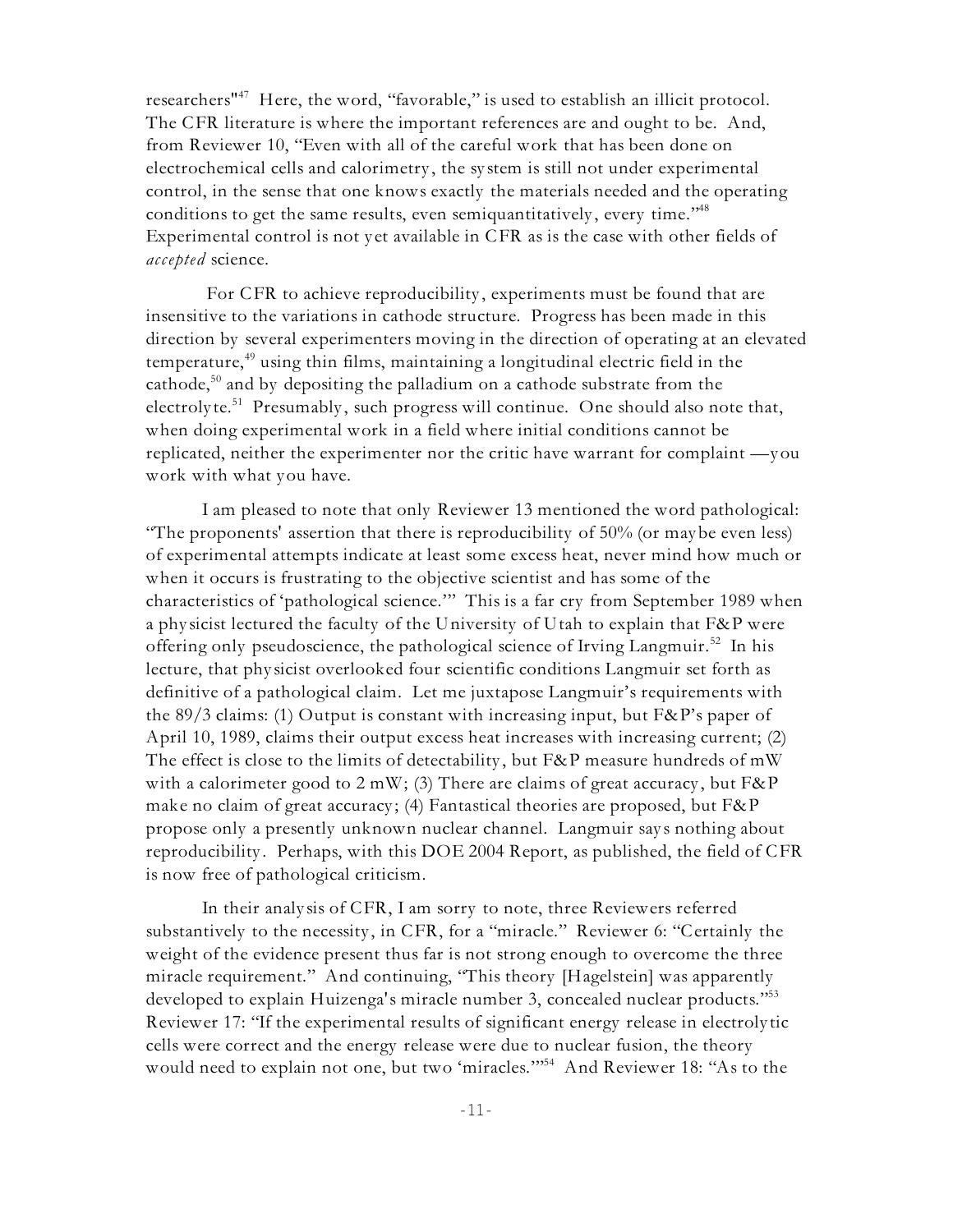researchers"[47] Here, the word, "favorable," is used to establish an illicit protocol. The CFR literature is where the important references are and ought to be. And, from Reviewer 10, "Even with all of the careful work that has been done on electrochemical cells and calorimetry, the system is still not under experimental control, in the sense that one knows exactly the materials needed and the operating conditions to get the same results, even semiquantitatively, every time."[48] Experimental control is not yet available in CFR as is the case with other fields of *accepted* science.

For CFR to achieve reproducibility, experiments must be found that are insensitive to the variations in cathode structure. Progress has been made in this direction by several experimenters moving in the direction of operating at an elevated temperature,[49] using thin films, maintaining a longitudinal electric field in the cathode,[50] and by depositing the palladium on a cathode substrate from the electrolyte.[51] Presumably, such progress will continue. One should also note that, when doing experimental work in a field where initial conditions cannot be replicated, neither the experimenter nor the critic have warrant for complaint —you work with what you have.

I am pleased to note that only Reviewer 13 mentioned the word pathological: "The proponents' assertion that there is reproducibility of 50% (or maybe even less) of experimental attempts indicate at least some excess heat, never mind how much or when it occurs is frustrating to the objective scientist and has some of the characteristics of 'pathological science.'" This is a far cry from September 1989 when a physicist lectured the faculty of the University of Utah to explain that F&P were offering only pseudoscience, the pathological science of Irving Langmuir.[52] In his lecture, that physicist overlooked four scientific conditions Langmuir set forth as definitive of a pathological claim. Let me juxtapose Langmuir's requirements with the 89/3 claims: (1) Output is constant with increasing input, but F&P's paper of April 10, 1989, claims their output excess heat increases with increasing current; (2) The effect is close to the limits of detectability, but F&P measure hundreds of mW with a calorimeter good to 2 mW; (3) There are claims of great accuracy, but F&P make no claim of great accuracy; (4) Fantastical theories are proposed, but F&P propose only a presently unknown nuclear channel. Langmuir says nothing about reproducibility. Perhaps, with this DOE 2004 Report, as published, the field of CFR is now free of pathological criticism.

In their analysis of CFR, I am sorry to note, three Reviewers referred substantively to the necessity, in CFR, for a "miracle." Reviewer 6: "Certainly the weight of the evidence present thus far is not strong enough to overcome the three miracle requirement." And continuing, "This theory [Hagelstein] was apparently developed to explain Huizenga's miracle number 3, concealed nuclear products."[53] Reviewer 17: "If the experimental results of significant energy release in electrolytic cells were correct and the energy release were due to nuclear fusion, the theory would need to explain not one, but two 'miracles.'"[54] And Reviewer 18: "As to the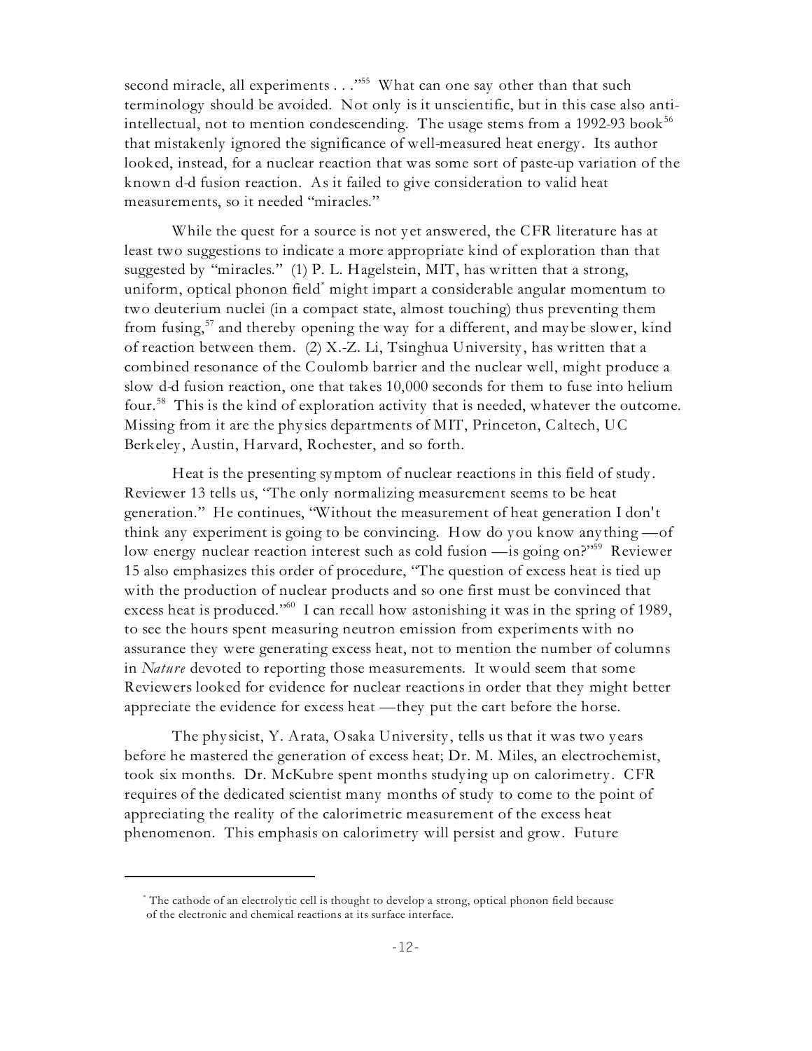second miracle, all experiments . . ."[55] What can one say other than that such terminology should be avoided. Not only is it unscientific, but in this case also anti-intellectual, not to mention condescending. The usage stems from a 1992-93 book[56] that mistakenly ignored the significance of well-measured heat energy. Its author looked, instead, for a nuclear reaction that was some sort of paste-up variation of the known d-d fusion reaction. As it failed to give consideration to valid heat measurements, so it needed "miracles."

While the quest for a source is not yet answered, the CFR literature has at least two suggestions to indicate a more appropriate kind of exploration than that suggested by "miracles." (1) P. L. Hagelstein, MIT, has written that a strong, uniform, optical phonon field* might impart a considerable angular momentum to two deuterium nuclei (in a compact state, almost touching) thus preventing them from fusing,[57] and thereby opening the way for a different, and maybe slower, kind of reaction between them. (2) X.-Z. Li, Tsinghua University, has written that a combined resonance of the Coulomb barrier and the nuclear well, might produce a slow d-d fusion reaction, one that takes 10,000 seconds for them to fuse into helium four.[58] This is the kind of exploration activity that is needed, whatever the outcome. Missing from it are the physics departments of MIT, Princeton, Caltech, UC Berkeley, Austin, Harvard, Rochester, and so forth.

Heat is the presenting symptom of nuclear reactions in this field of study. Reviewer 13 tells us, "The only normalizing measurement seems to be heat generation." He continues, "Without the measurement of heat generation I don't think any experiment is going to be convincing. How do you know anything —of low energy nuclear reaction interest such as cold fusion —is going on?"[59] Reviewer 15 also emphasizes this order of procedure, "The question of excess heat is tied up with the production of nuclear products and so one first must be convinced that excess heat is produced."[60] I can recall how astonishing it was in the spring of 1989, to see the hours spent measuring neutron emission from experiments with no assurance they were generating excess heat, not to mention the number of columns in *Nature* devoted to reporting those measurements. It would seem that some Reviewers looked for evidence for nuclear reactions in order that they might better appreciate the evidence for excess heat —they put the cart before the horse.

The physicist, Y. Arata, Osaka University, tells us that it was two years before he mastered the generation of excess heat; Dr. M. Miles, an electrochemist, took six months. Dr. McKubre spent months studying up on calorimetry. CFR requires of the dedicated scientist many months of study to come to the point of appreciating the reality of the calorimetric measurement of the excess heat phenomenon. This emphasis on calorimetry will persist and grow. Future

---

* The cathode of an electrolytic cell is thought to develop a strong, optical phonon field because of the electronic and chemical reactions at its surface interface.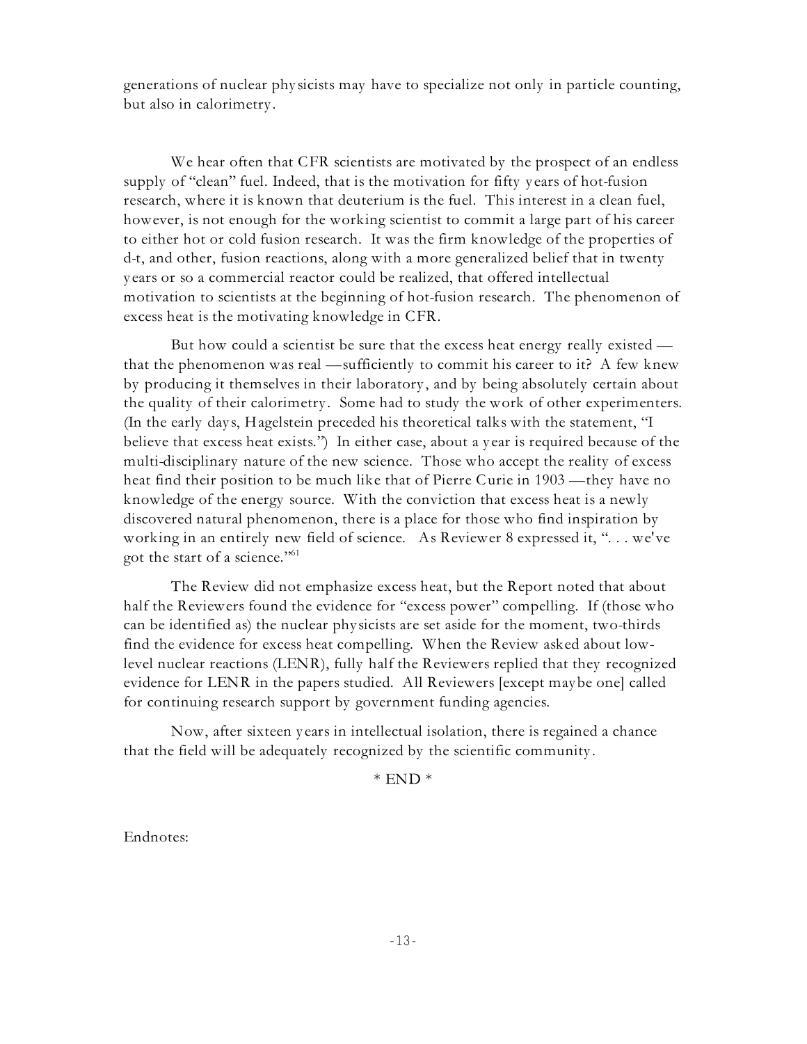generations of nuclear physicists may have to specialize not only in particle counting, but also in calorimetry.

We hear often that CFR scientists are motivated by the prospect of an endless supply of "clean" fuel. Indeed, that is the motivation for fifty years of hot-fusion research, where it is known that deuterium is the fuel. This interest in a clean fuel, however, is not enough for the working scientist to commit a large part of his career to either hot or cold fusion research. It was the firm knowledge of the properties of d-t, and other, fusion reactions, along with a more generalized belief that in twenty years or so a commercial reactor could be realized, that offered intellectual motivation to scientists at the beginning of hot-fusion research. The phenomenon of excess heat is the motivating knowledge in CFR.

But how could a scientist be sure that the excess heat energy really existed — that the phenomenon was real — sufficiently to commit his career to it? A few knew by producing it themselves in their laboratory, and by being absolutely certain about the quality of their calorimetry. Some had to study the work of other experimenters. (In the early days, Hagelstein preceded his theoretical talks with the statement, "I believe that excess heat exists.") In either case, about a year is required because of the multi-disciplinary nature of the new science. Those who accept the reality of excess heat find their position to be much like that of Pierre Curie in 1903 — they have no knowledge of the energy source. With the conviction that excess heat is a newly discovered natural phenomenon, there is a place for those who find inspiration by working in an entirely new field of science. As Reviewer 8 expressed it, ". . . we've got the start of a science."[61]

The Review did not emphasize excess heat, but the Report noted that about half the Reviewers found the evidence for "excess power" compelling. If (those who can be identified as) the nuclear physicists are set aside for the moment, two-thirds find the evidence for excess heat compelling. When the Review asked about low-level nuclear reactions (LENR), fully half the Reviewers replied that they recognized evidence for LENR in the papers studied. All Reviewers [except maybe one] called for continuing research support by government funding agencies.

Now, after sixteen years in intellectual isolation, there is regained a chance that the field will be adequately recognized by the scientific community.

\* END \*

Endnotes: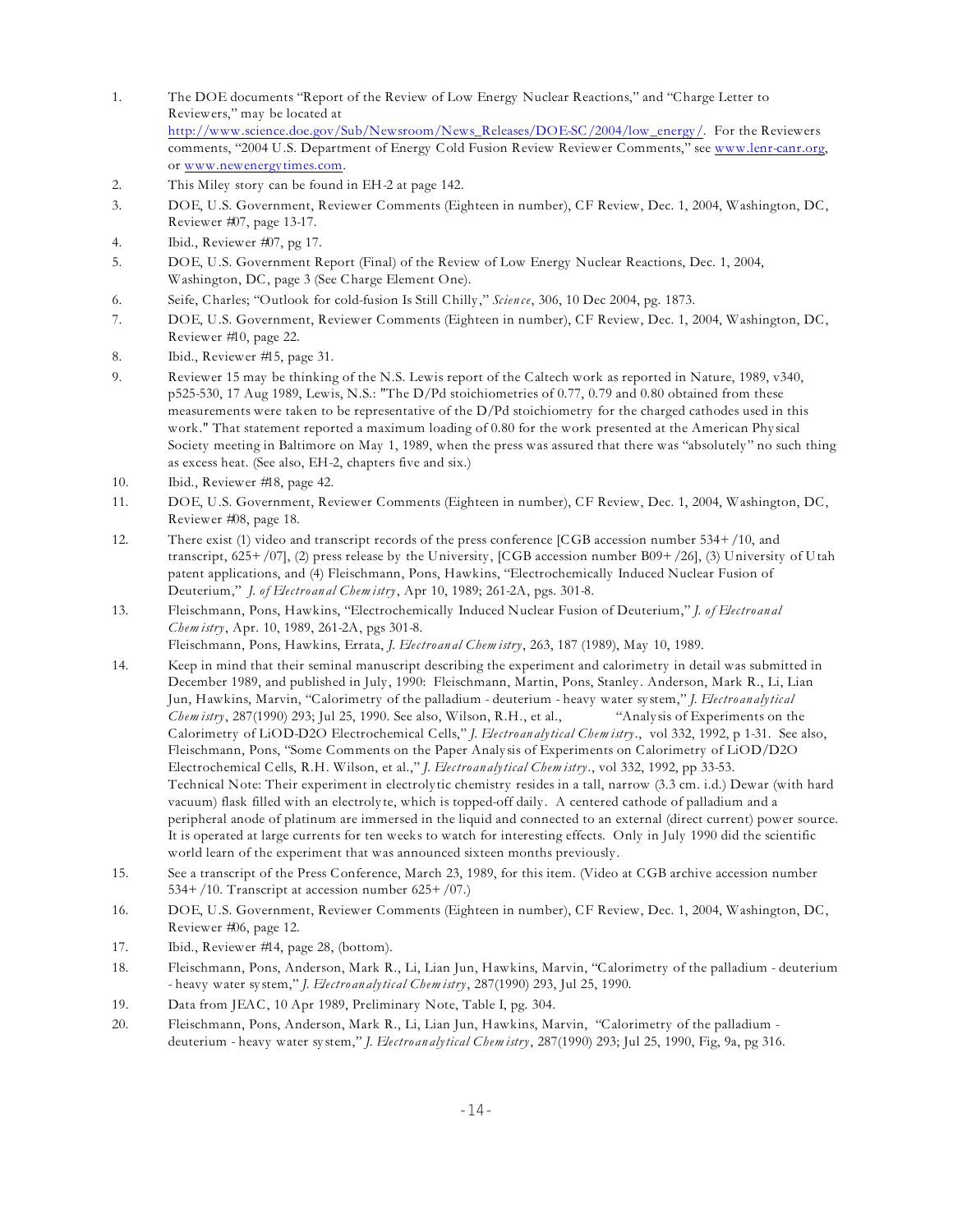1. The DOE documents "Report of the Review of Low Energy Nuclear Reactions," and "Charge Letter to Reviewers," may be located at http://www.science.doe.gov/Sub/Newsroom/News_Releases/DOE-SC/2004/low_energy/. For the Reviewers comments, "2004 U.S. Department of Energy Cold Fusion Review Reviewer Comments," see www.lenr-canr.org, or www.newenergytimes.com.
2. This Miley story can be found in EH-2 at page 142.
3. DOE, U.S. Government, Reviewer Comments (Eighteen in number), CF Review, Dec. 1, 2004, Washington, DC, Reviewer #07, page 13-17.
4. Ibid., Reviewer #07, pg 17.
5. DOE, U.S. Government Report (Final) of the Review of Low Energy Nuclear Reactions, Dec. 1, 2004, Washington, DC, page 3 (See Charge Element One).
6. Seife, Charles; "Outlook for cold-fusion Is Still Chilly," *Science*, 306, 10 Dec 2004, pg. 1873.
7. DOE, U.S. Government, Reviewer Comments (Eighteen in number), CF Review, Dec. 1, 2004, Washington, DC, Reviewer #10, page 22.
8. Ibid., Reviewer #15, page 31.
9. Reviewer 15 may be thinking of the N.S. Lewis report of the Caltech work as reported in Nature, 1989, v340, p525-530, 17 Aug 1989, Lewis, N.S.: "The D/Pd stoichiometries of 0.77, 0.79 and 0.80 obtained from these measurements were taken to be representative of the D/Pd stoichiometry for the charged cathodes used in this work." That statement reported a maximum loading of 0.80 for the work presented at the American Physical Society meeting in Baltimore on May 1, 1989, when the press was assured that there was "absolutely" no such thing as excess heat. (See also, EH-2, chapters five and six.)
10. Ibid., Reviewer #18, page 42.
11. DOE, U.S. Government, Reviewer Comments (Eighteen in number), CF Review, Dec. 1, 2004, Washington, DC, Reviewer #08, page 18.
12. There exist (1) video and transcript records of the press conference [CGB accession number 534+/10, and transcript, 625+/07], (2) press release by the University, [CGB accession number B09+/26], (3) University of Utah patent applications, and (4) Fleischmann, Pons, Hawkins, "Electrochemically Induced Nuclear Fusion of Deuterium," *J. of Electroanal Chemistry*, Apr 10, 1989; 261-2A, pgs. 301-8.
13. Fleischmann, Pons, Hawkins, "Electrochemically Induced Nuclear Fusion of Deuterium," *J. of Electroanal Chemistry*, Apr. 10, 1989, 261-2A, pgs 301-8.
    Fleischmann, Pons, Hawkins, Errata, *J. Electroanal Chemistry*, 263, 187 (1989), May 10, 1989.
14. Keep in mind that their seminal manuscript describing the experiment and calorimetry in detail was submitted in December 1989, and published in July, 1990: Fleischmann, Martin, Pons, Stanley. Anderson, Mark R., Li, Lian Jun, Hawkins, Marvin, "Calorimetry of the palladium - deuterium - heavy water system," *J. Electroanalytical Chemistry*, 287(1990) 293; Jul 25, 1990. See also, Wilson, R.H., et al., "Analysis of Experiments on the Calorimetry of LiOD-D2O Electrochemical Cells," *J. Electroanalytical Chemistry*., vol 332, 1992, p 1-31. See also, Fleischmann, Pons, "Some Comments on the Paper Analysis of Experiments on Calorimetry of LiOD/D2O Electrochemical Cells, R.H. Wilson, et al.," *J. Electroanalytical Chemistry*., vol 332, 1992, pp 33-53.
    Technical Note: Their experiment in electrolytic chemistry resides in a tall, narrow (3.3 cm. i.d.) Dewar (with hard vacuum) flask filled with an electrolyte, which is topped-off daily. A centered cathode of palladium and a peripheral anode of platinum are immersed in the liquid and connected to an external (direct current) power source. It is operated at large currents for ten weeks to watch for interesting effects. Only in July 1990 did the scientific world learn of the experiment that was announced sixteen months previously.
15. See a transcript of the Press Conference, March 23, 1989, for this item. (Video at CGB archive accession number 534+/10. Transcript at accession number 625+/07.)
16. DOE, U.S. Government, Reviewer Comments (Eighteen in number), CF Review, Dec. 1, 2004, Washington, DC, Reviewer #06, page 12.
17. Ibid., Reviewer #14, page 28, (bottom).
18. Fleischmann, Pons, Anderson, Mark R., Li, Lian Jun, Hawkins, Marvin, "Calorimetry of the palladium - deuterium - heavy water system," *J. Electroanalytical Chemistry*, 287(1990) 293, Jul 25, 1990.
19. Data from JEAC, 10 Apr 1989, Preliminary Note, Table I, pg. 304.
20. Fleischmann, Pons, Anderson, Mark R., Li, Lian Jun, Hawkins, Marvin, "Calorimetry of the palladium - deuterium - heavy water system," *J. Electroanalytical Chemistry*, 287(1990) 293; Jul 25, 1990, Fig, 9a, pg 316.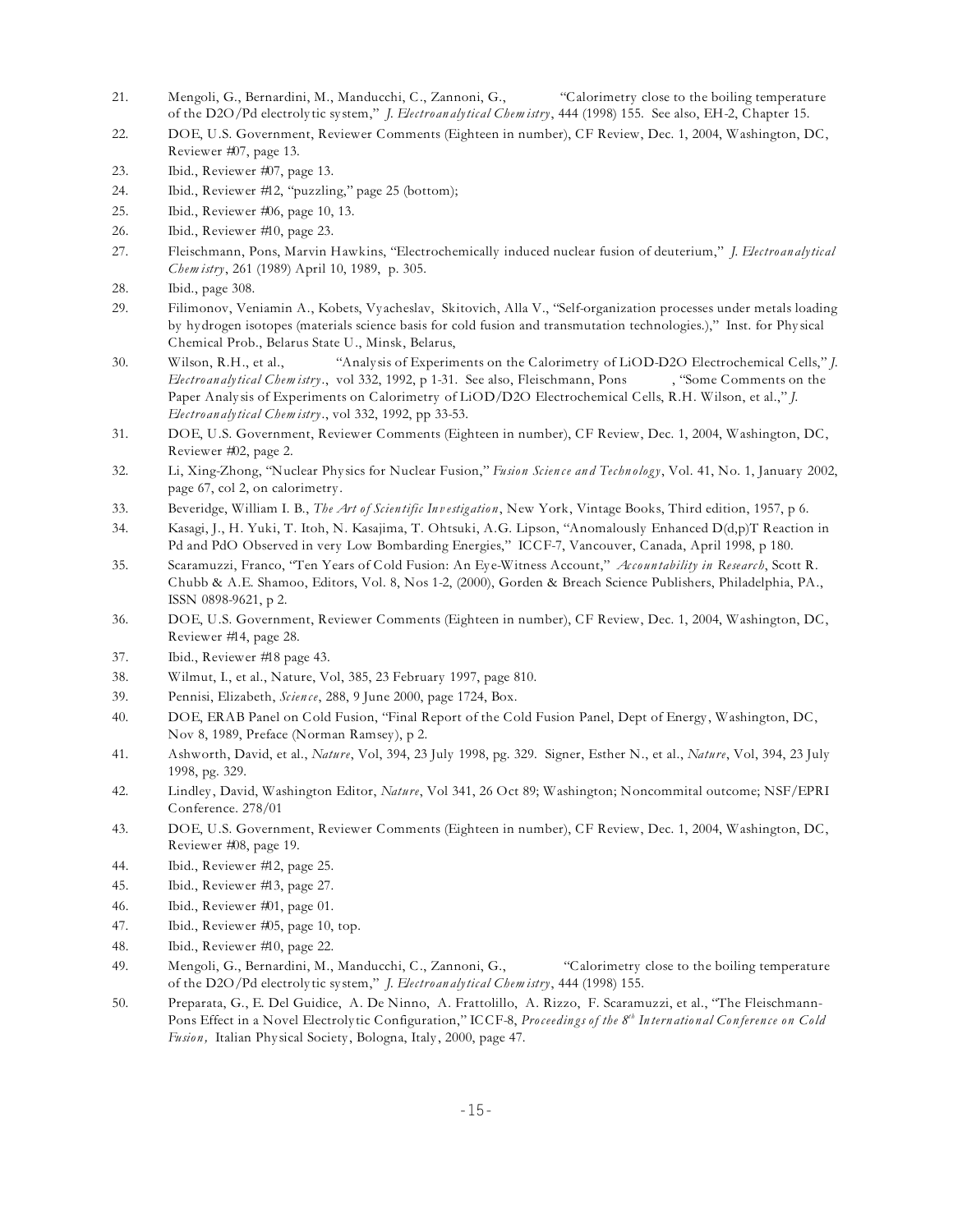21. Mengoli, G., Bernardini, M., Manducchi, C., Zannoni, G., "Calorimetry close to the boiling temperature of the D2O/Pd electrolytic system," *J. Electroanalytical Chemistry*, 444 (1998) 155. See also, EH-2, Chapter 15.
22. DOE, U.S. Government, Reviewer Comments (Eighteen in number), CF Review, Dec. 1, 2004, Washington, DC, Reviewer #07, page 13.
23. Ibid., Reviewer #07, page 13.
24. Ibid., Reviewer #12, "puzzling," page 25 (bottom);
25. Ibid., Reviewer #06, page 10, 13.
26. Ibid., Reviewer #10, page 23.
27. Fleischmann, Pons, Marvin Hawkins, "Electrochemically induced nuclear fusion of deuterium," *J. Electroanalytical Chemistry*, 261 (1989) April 10, 1989, p. 305.
28. Ibid., page 308.
29. Filimonov, Veniamin A., Kobets, Vyacheslav, Skitovich, Alla V., "Self-organization processes under metals loading by hydrogen isotopes (materials science basis for cold fusion and transmutation technologies.)," Inst. for Physical Chemical Prob., Belarus State U., Minsk, Belarus,
30. Wilson, R.H., et al., "Analysis of Experiments on the Calorimetry of LiOD-D2O Electrochemical Cells," *J. Electroanalytical Chemistry*., vol 332, 1992, p 1-31. See also, Fleischmann, Pons , "Some Comments on the Paper Analysis of Experiments on Calorimetry of LiOD/D2O Electrochemical Cells, R.H. Wilson, et al.," *J. Electroanalytical Chemistry*., vol 332, 1992, pp 33-53.
31. DOE, U.S. Government, Reviewer Comments (Eighteen in number), CF Review, Dec. 1, 2004, Washington, DC, Reviewer #02, page 2.
32. Li, Xing-Zhong, "Nuclear Physics for Nuclear Fusion," *Fusion Science and Technology*, Vol. 41, No. 1, January 2002, page 67, col 2, on calorimetry.
33. Beveridge, William I. B., *The Art of Scientific Investigation*, New York, Vintage Books, Third edition, 1957, p 6.
34. Kasagi, J., H. Yuki, T. Itoh, N. Kasajima, T. Ohtsuki, A.G. Lipson, "Anomalously Enhanced D(d,p)T Reaction in Pd and PdO Observed in very Low Bombarding Energies," ICCF-7, Vancouver, Canada, April 1998, p 180.
35. Scaramuzzi, Franco, "Ten Years of Cold Fusion: An Eye-Witness Account," *Accountability in Research*, Scott R. Chubb & A.E. Shamoo, Editors, Vol. 8, Nos 1-2, (2000), Gorden & Breach Science Publishers, Philadelphia, PA., ISSN 0898-9621, p 2.
36. DOE, U.S. Government, Reviewer Comments (Eighteen in number), CF Review, Dec. 1, 2004, Washington, DC, Reviewer #14, page 28.
37. Ibid., Reviewer #18 page 43.
38. Wilmut, I., et al., Nature, Vol, 385, 23 February 1997, page 810.
39. Pennisi, Elizabeth, *Science*, 288, 9 June 2000, page 1724, Box.
40. DOE, ERAB Panel on Cold Fusion, "Final Report of the Cold Fusion Panel, Dept of Energy, Washington, DC, Nov 8, 1989, Preface (Norman Ramsey), p 2.
41. Ashworth, David, et al., *Nature*, Vol, 394, 23 July 1998, pg. 329. Signer, Esther N., et al., *Nature*, Vol, 394, 23 July 1998, pg. 329.
42. Lindley, David, Washington Editor, *Nature*, Vol 341, 26 Oct 89; Washington; Noncommital outcome; NSF/EPRI Conference. 278/01
43. DOE, U.S. Government, Reviewer Comments (Eighteen in number), CF Review, Dec. 1, 2004, Washington, DC, Reviewer #08, page 19.
44. Ibid., Reviewer #12, page 25.
45. Ibid., Reviewer #13, page 27.
46. Ibid., Reviewer #01, page 01.
47. Ibid., Reviewer #05, page 10, top.
48. Ibid., Reviewer #10, page 22.
49. Mengoli, G., Bernardini, M., Manducchi, C., Zannoni, G., "Calorimetry close to the boiling temperature of the D2O/Pd electrolytic system," *J. Electroanalytical Chemistry*, 444 (1998) 155.
50. Preparata, G., E. Del Guidice, A. De Ninno, A. Frattolillo, A. Rizzo, F. Scaramuzzi, et al., "The Fleischmann-Pons Effect in a Novel Electrolytic Configuration," ICCF-8, *Proceedings of the 8th International Conference on Cold Fusion,* Italian Physical Society, Bologna, Italy, 2000, page 47.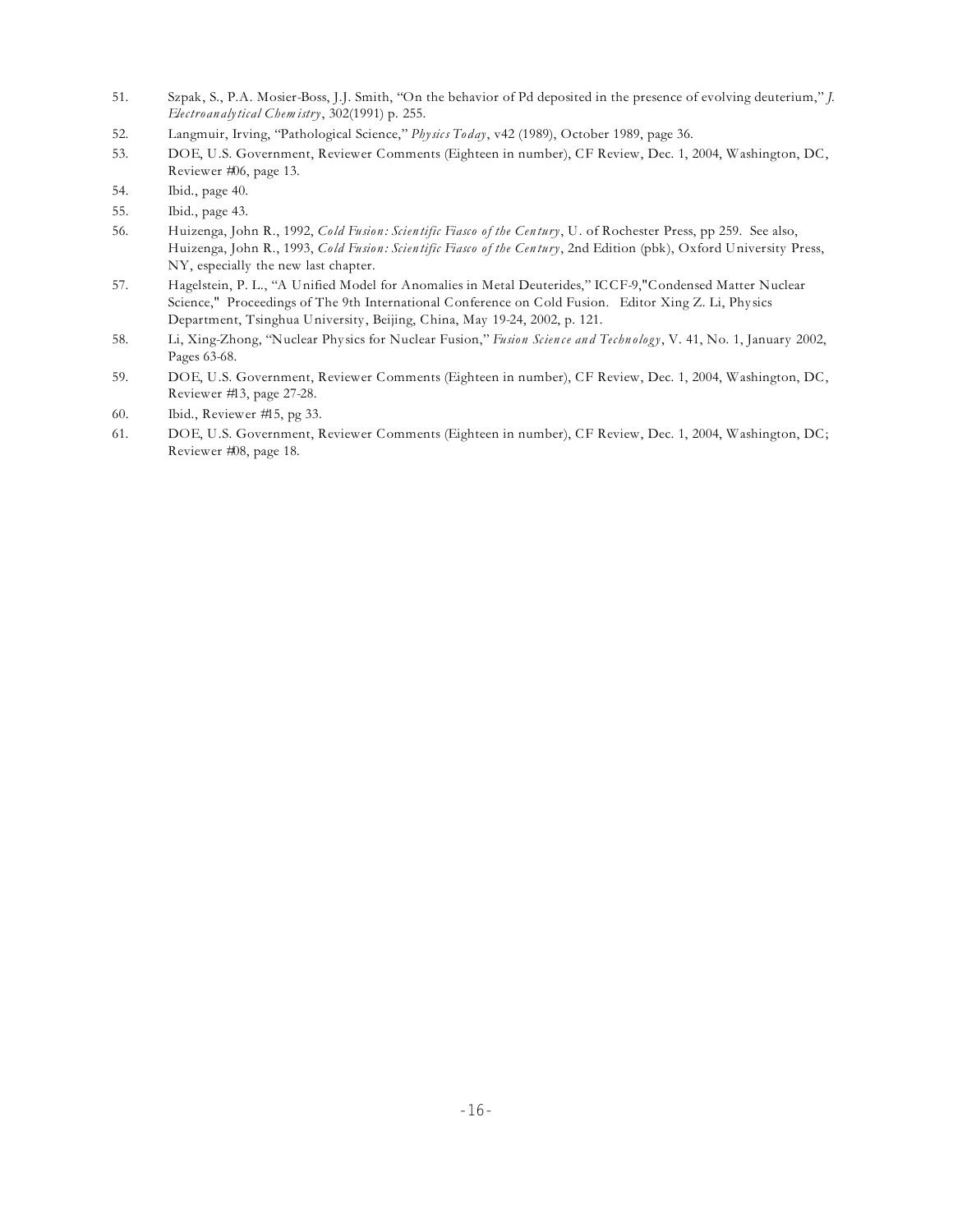51. Szpak, S., P.A. Mosier-Boss, J.J. Smith, "On the behavior of Pd deposited in the presence of evolving deuterium," *J. Electroanalytical Chemistry*, 302(1991) p. 255.
52. Langmuir, Irving, "Pathological Science," *Physics Today*, v42 (1989), October 1989, page 36.
53. DOE, U.S. Government, Reviewer Comments (Eighteen in number), CF Review, Dec. 1, 2004, Washington, DC, Reviewer #06, page 13.
54. Ibid., page 40.
55. Ibid., page 43.
56. Huizenga, John R., 1992, *Cold Fusion: Scientific Fiasco of the Century*, U. of Rochester Press, pp 259. See also, Huizenga, John R., 1993, *Cold Fusion: Scientific Fiasco of the Century*, 2nd Edition (pbk), Oxford University Press, NY, especially the new last chapter.
57. Hagelstein, P. L., "A Unified Model for Anomalies in Metal Deuterides," ICCF-9,"Condensed Matter Nuclear Science," Proceedings of The 9th International Conference on Cold Fusion. Editor Xing Z. Li, Physics Department, Tsinghua University, Beijing, China, May 19-24, 2002, p. 121.
58. Li, Xing-Zhong, "Nuclear Physics for Nuclear Fusion," *Fusion Science and Technology*, V. 41, No. 1, January 2002, Pages 63-68.
59. DOE, U.S. Government, Reviewer Comments (Eighteen in number), CF Review, Dec. 1, 2004, Washington, DC, Reviewer #13, page 27-28.
60. Ibid., Reviewer #15, pg 33.
61. DOE, U.S. Government, Reviewer Comments (Eighteen in number), CF Review, Dec. 1, 2004, Washington, DC; Reviewer #08, page 18.